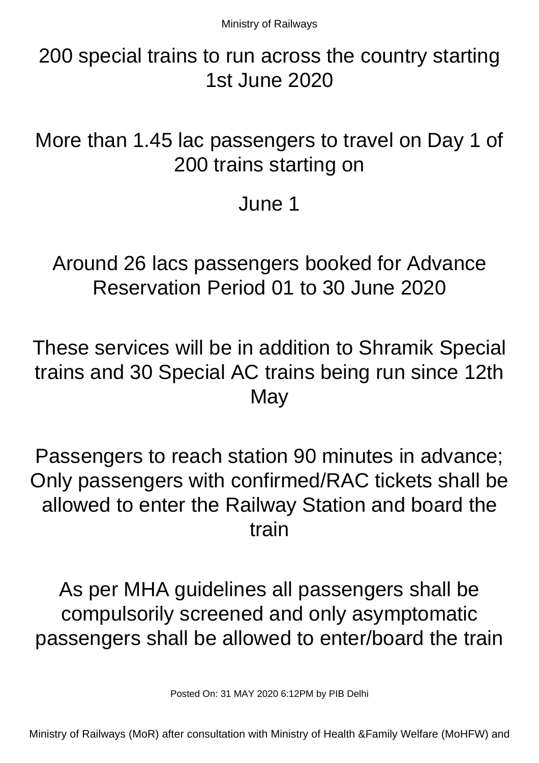Ministry of Railways

# 200 special trains to run across the country starting 1st June 2020

## More than 1.45 lac passengers to travel on Day 1 of 200 trains starting on

## June 1

## Around 26 lacs passengers booked for Advance Reservation Period 01 to 30 June 2020

## These services will be in addition to Shramik Special trains and 30 Special AC trains being run since 12th May

## Passengers to reach station 90 minutes in advance; Only passengers with confirmed/RAC tickets shall be allowed to enter the Railway Station and board the train

## As per MHA guidelines all passengers shall be compulsorily screened and only asymptomatic passengers shall be allowed to enter/board the train

Posted On: 31 MAY 2020 6:12PM by PIB Delhi

Ministry of Railways (MoR) after consultation with Ministry of Health &Family Welfare (MoHFW) and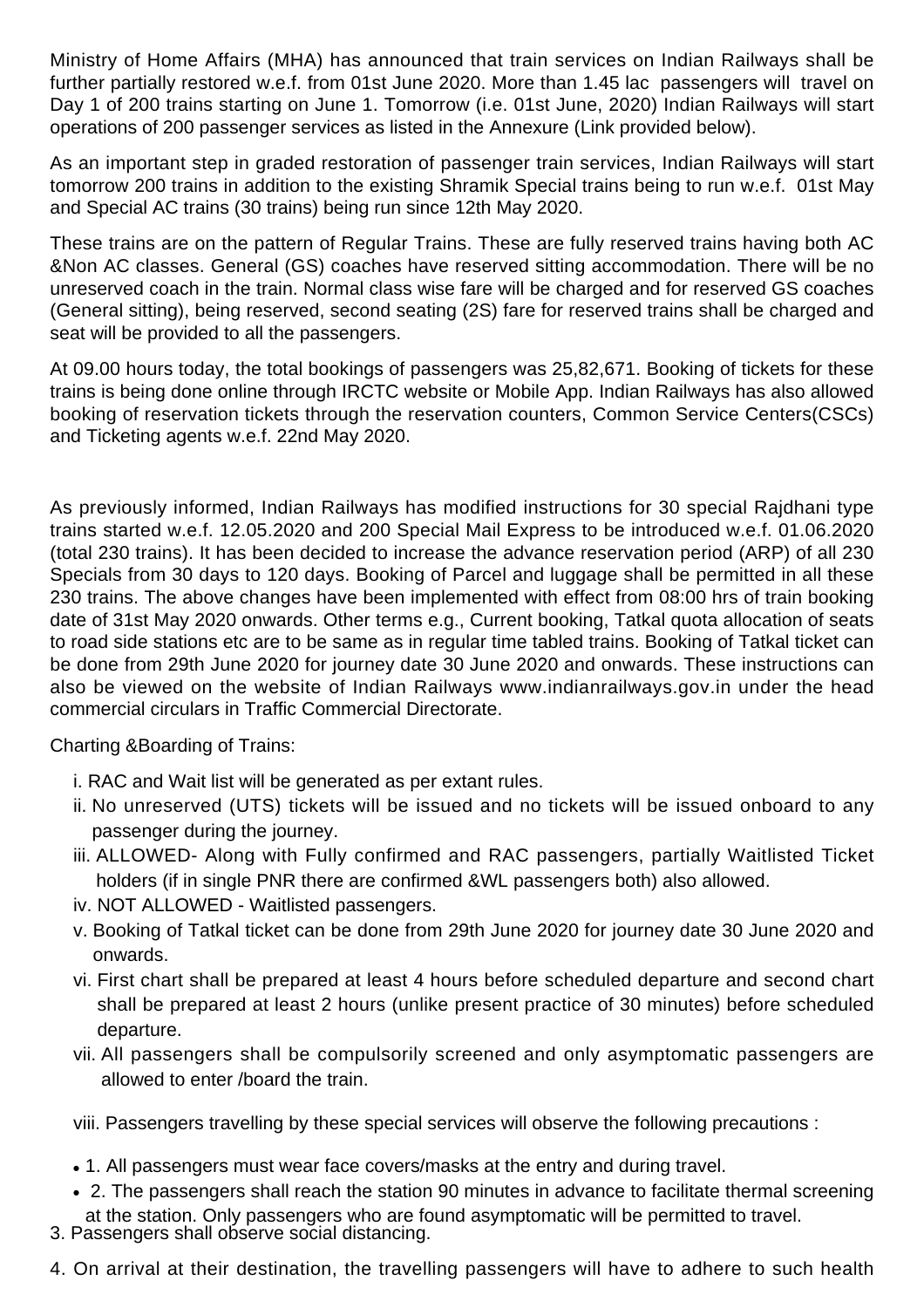Ministry of Home Affairs (MHA) has announced that train services on Indian Railways shall be further partially restored w.e.f. from 01st June 2020. More than 1.45 lac passengers will travel on Day 1 of 200 trains starting on June 1. Tomorrow (i.e. 01st June, 2020) Indian Railways will start operations of 200 passenger services as listed in the Annexure (Link provided below).

As an important step in graded restoration of passenger train services, Indian Railways will start tomorrow 200 trains in addition to the existing Shramik Special trains being to run w.e.f. 01st May and Special AC trains (30 trains) being run since 12th May 2020.

These trains are on the pattern of Regular Trains. These are fully reserved trains having both AC &Non AC classes. General (GS) coaches have reserved sitting accommodation. There will be no unreserved coach in the train. Normal class wise fare will be charged and for reserved GS coaches (General sitting), being reserved, second seating (2S) fare for reserved trains shall be charged and seat will be provided to all the passengers.

At 09.00 hours today, the total bookings of passengers was 25,82,671. Booking of tickets for these trains is being done online through IRCTC website or Mobile App. Indian Railways has also allowed booking of reservation tickets through the reservation counters, Common Service Centers(CSCs) and Ticketing agents w.e.f. 22nd May 2020.

As previously informed, Indian Railways has modified instructions for 30 special Rajdhani type trains started w.e.f. 12.05.2020 and 200 Special Mail Express to be introduced w.e.f. 01.06.2020 (total 230 trains). It has been decided to increase the advance reservation period (ARP) of all 230 Specials from 30 days to 120 days. Booking of Parcel and luggage shall be permitted in all these 230 trains. The above changes have been implemented with effect from 08:00 hrs of train booking date of 31st May 2020 onwards. Other terms e.g., Current booking, Tatkal quota allocation of seats to road side stations etc are to be same as in regular time tabled trains. Booking of Tatkal ticket can be done from 29th June 2020 for journey date 30 June 2020 and onwards. These instructions can also be viewed on the website of Indian Railways www.indianrailways.gov.in under the head commercial circulars in Traffic Commercial Directorate.

Charting &Boarding of Trains:

i. RAC and Wait list will be generated as per extant rules.

ii. No unreserved (UTS) tickets will be issued and no tickets will be issued onboard to any passenger during the journey.

iii. ALLOWED- Along with Fully confirmed and RAC passengers, partially Waitlisted Ticket holders (if in single PNR there are confirmed &WL passengers both) also allowed.

iv. NOT ALLOWED - Waitlisted passengers.

v. Booking of Tatkal ticket can be done from 29th June 2020 for journey date 30 June 2020 and onwards.

vi. First chart shall be prepared at least 4 hours before scheduled departure and second chart shall be prepared at least 2 hours (unlike present practice of 30 minutes) before scheduled departure.

vii. All passengers shall be compulsorily screened and only asymptomatic passengers are allowed to enter /board the train.

viii. Passengers travelling by these special services will observe the following precautions :

- 1. All passengers must wear face covers/masks at the entry and during travel.
- 2. The passengers shall reach the station 90 minutes in advance to facilitate thermal screening at the station. Only passengers who are found asymptomatic will be permitted to travel.

3. Passengers shall observe social distancing.

4. On arrival at their destination, the travelling passengers will have to adhere to such health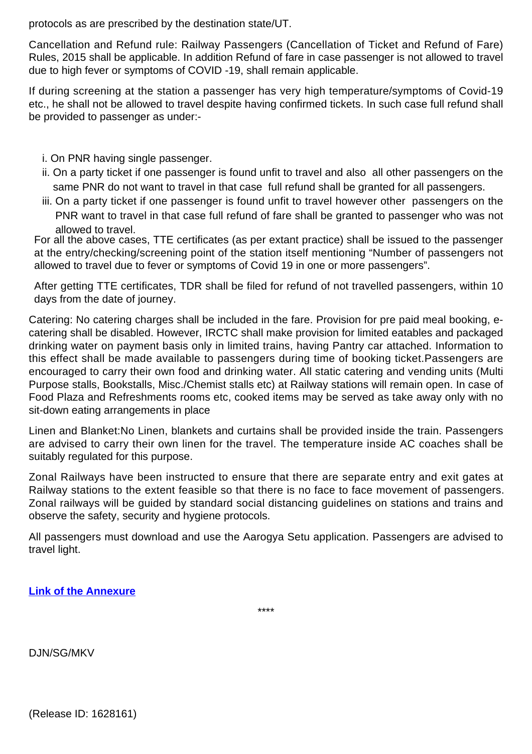protocols as are prescribed by the destination state/UT.

Cancellation and Refund rule: Railway Passengers (Cancellation of Ticket and Refund of Fare) Rules, 2015 shall be applicable. In addition Refund of fare in case passenger is not allowed to travel due to high fever or symptoms of COVID -19, shall remain applicable.

If during screening at the station a passenger has very high temperature/symptoms of Covid-19 etc., he shall not be allowed to travel despite having confirmed tickets. In such case full refund shall be provided to passenger as under:-

i. On PNR having single passenger.
ii. On a party ticket if one passenger is found unfit to travel and also all other passengers on the same PNR do not want to travel in that case full refund shall be granted for all passengers.
iii. On a party ticket if one passenger is found unfit to travel however other passengers on the PNR want to travel in that case full refund of fare shall be granted to passenger who was not allowed to travel.

For all the above cases, TTE certificates (as per extant practice) shall be issued to the passenger at the entry/checking/screening point of the station itself mentioning "Number of passengers not allowed to travel due to fever or symptoms of Covid 19 in one or more passengers".

After getting TTE certificates, TDR shall be filed for refund of not travelled passengers, within 10 days from the date of journey.

Catering: No catering charges shall be included in the fare. Provision for pre paid meal booking, e-catering shall be disabled. However, IRCTC shall make provision for limited eatables and packaged drinking water on payment basis only in limited trains, having Pantry car attached. Information to this effect shall be made available to passengers during time of booking ticket.Passengers are encouraged to carry their own food and drinking water. All static catering and vending units (Multi Purpose stalls, Bookstalls, Misc./Chemist stalls etc) at Railway stations will remain open. In case of Food Plaza and Refreshments rooms etc, cooked items may be served as take away only with no sit-down eating arrangements in place

Linen and Blanket:No Linen, blankets and curtains shall be provided inside the train. Passengers are advised to carry their own linen for the travel. The temperature inside AC coaches shall be suitably regulated for this purpose.

Zonal Railways have been instructed to ensure that there are separate entry and exit gates at Railway stations to the extent feasible so that there is no face to face movement of passengers. Zonal railways will be guided by standard social distancing guidelines on stations and trains and observe the safety, security and hygiene protocols.

All passengers must download and use the Aarogya Setu application. Passengers are advised to travel light.

**Link of the Annexure**

\*\*\*\*

DJN/SG/MKV

(Release ID: 1628161)